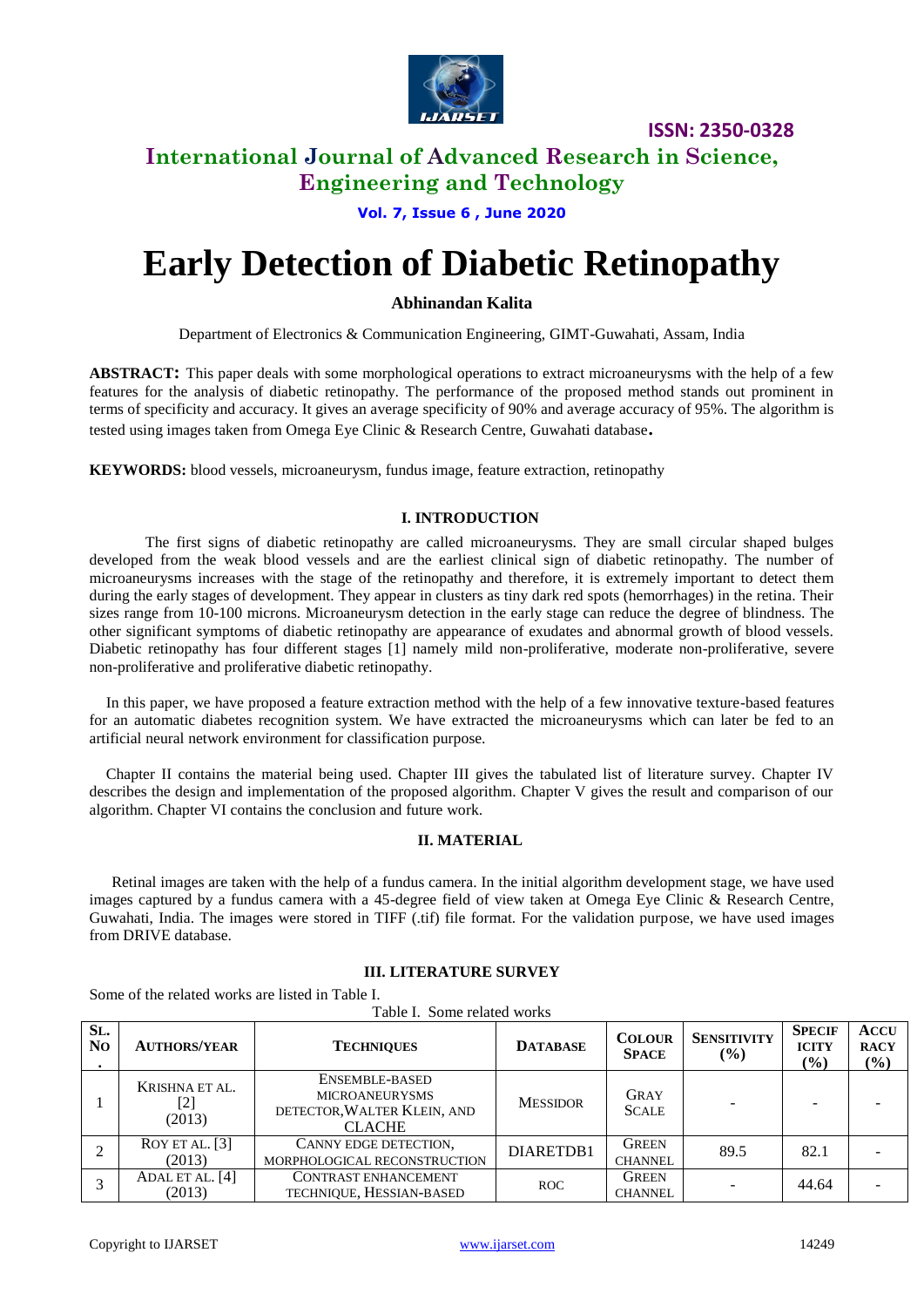# Early Detection of Diabetic Retinopathy

**Abhinandan Kalita**

Department of Electronics & Communication Engineering, GIMT-Guwahati, Assam, India

**ABSTRACT:** This paper deals with some morphological operations to extract microaneurysms with the help of a few features for the analysis of diabetic retinopathy. The performance of the proposed method stands out prominent in terms of specificity and accuracy. It gives an average specificity of 90% and average accuracy of 95%. The algorithm is tested using images taken from Omega Eye Clinic & Research Centre, Guwahati database.

**KEYWORDS:** blood vessels, microaneurysm, fundus image, feature extraction, retinopathy

## I. INTRODUCTION

The first signs of diabetic retinopathy are called microaneurysms. They are small circular shaped bulges developed from the weak blood vessels and are the earliest clinical sign of diabetic retinopathy. The number of microaneurysms increases with the stage of the retinopathy and therefore, it is extremely important to detect them during the early stages of development. They appear in clusters as tiny dark red spots (hemorrhages) in the retina. Their sizes range from 10-100 microns. Microaneurysm detection in the early stage can reduce the degree of blindness. The other significant symptoms of diabetic retinopathy are appearance of exudates and abnormal growth of blood vessels. Diabetic retinopathy has four different stages [1] namely mild non-proliferative, moderate non-proliferative, severe non-proliferative and proliferative diabetic retinopathy.

In this paper, we have proposed a feature extraction method with the help of a few innovative texture-based features for an automatic diabetes recognition system. We have extracted the microaneurysms which can later be fed to an artificial neural network environment for classification purpose.

Chapter II contains the material being used. Chapter III gives the tabulated list of literature survey. Chapter IV describes the design and implementation of the proposed algorithm. Chapter V gives the result and comparison of our algorithm. Chapter VI contains the conclusion and future work.

## II. MATERIAL

Retinal images are taken with the help of a fundus camera. In the initial algorithm development stage, we have used images captured by a fundus camera with a 45-degree field of view taken at Omega Eye Clinic & Research Centre, Guwahati, India. The images were stored in TIFF (.tif) file format. For the validation purpose, we have used images from DRIVE database.

## III. LITERATURE SURVEY

Some of the related works are listed in Table I.

Table I. Some related works

| Sl. No. | Authors/Year | Techniques | Database | Colour Space | Sensitivity (%) | Specificity (%) | Accuracy (%) |
|---|---|---|---|---|---|---|---|
| 1 | Krishna et al. [2] (2013) | Ensemble-based microaneurysms detector, Walter Klein, and CLACHE | Messidor | Gray Scale | - | - | - |
| 2 | Roy et al. [3] (2013) | Canny edge detection, morphological reconstruction | DIARETDB1 | Green channel | 89.5 | 82.1 | - |
| 3 | Adal et al. [4] (2013) | Contrast enhancement technique, Hessian-based | ROC | Green channel | - | 44.64 | - |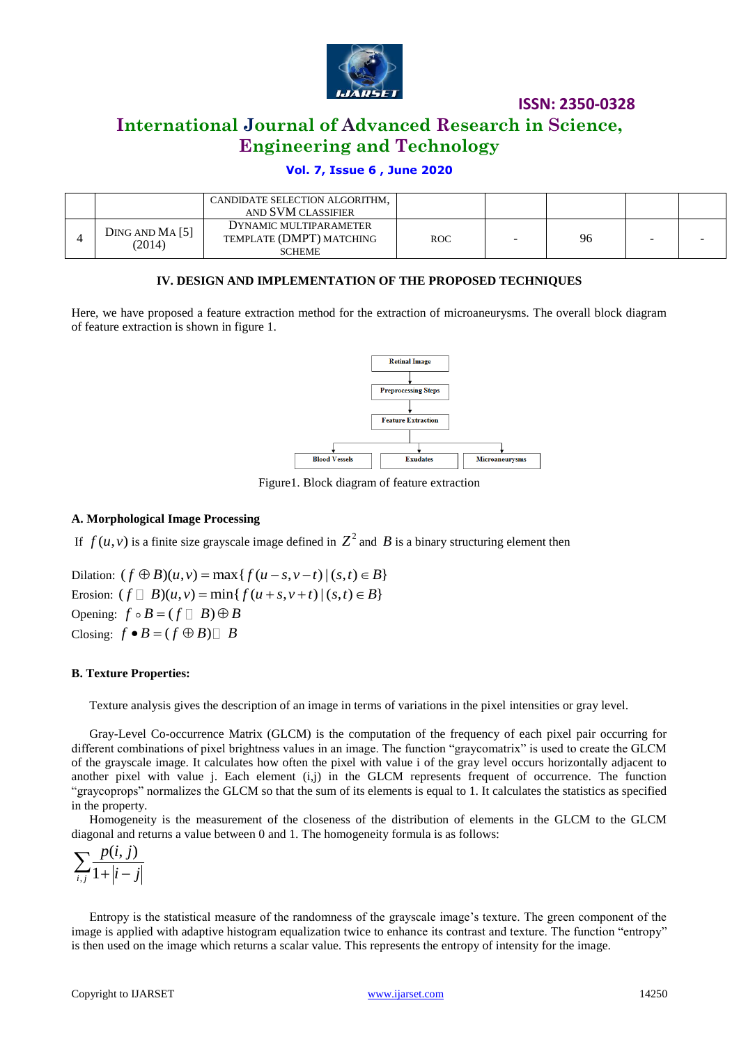| | | CANDIDATE SELECTION ALGORITHM, AND SVM CLASSIFIER | | | | | |
|---|---|---|---|---|---|---|---|
| 4 | DING AND MA [5] (2014) | DYNAMIC MULTIPARAMETER TEMPLATE (DMPT) MATCHING SCHEME | ROC | - | 96 | - | - |

## IV. DESIGN AND IMPLEMENTATION OF THE PROPOSED TECHNIQUES

Here, we have proposed a feature extraction method for the extraction of microaneurysms. The overall block diagram of feature extraction is shown in figure 1.

Retinal Image → Preprocessing Steps → Feature Extraction → Blood Vessels, Exudates, Microaneurysms

Figure1. Block diagram of feature extraction

### A. Morphological Image Processing

If $f(u,v)$ is a finite size grayscale image defined in $Z^2$ and $B$ is a binary structuring element then

Dilation: $(f \oplus B)(u,v) = \max\{f(u-s, v-t) \mid (s,t) \in B\}$
Erosion: $(f \ominus B)(u,v) = \min\{f(u+s, v+t) \mid (s,t) \in B\}$
Opening: $f \circ B = (f \ominus B) \oplus B$
Closing: $f \bullet B = (f \oplus B) \ominus B$

### B. Texture Properties:

Texture analysis gives the description of an image in terms of variations in the pixel intensities or gray level.

Gray-Level Co-occurrence Matrix (GLCM) is the computation of the frequency of each pixel pair occurring for different combinations of pixel brightness values in an image. The function "graycomatrix" is used to create the GLCM of the grayscale image. It calculates how often the pixel with value i of the gray level occurs horizontally adjacent to another pixel with value j. Each element (i,j) in the GLCM represents frequent of occurrence. The function "graycoprops" normalizes the GLCM so that the sum of its elements is equal to 1. It calculates the statistics as specified in the property.

Homogeneity is the measurement of the closeness of the distribution of elements in the GLCM to the GLCM diagonal and returns a value between 0 and 1. The homogeneity formula is as follows:

$$\sum_{i,j} \frac{p(i,j)}{1+|i-j|}$$

Entropy is the statistical measure of the randomness of the grayscale image's texture. The green component of the image is applied with adaptive histogram equalization twice to enhance its contrast and texture. The function "entropy" is then used on the image which returns a scalar value. This represents the entropy of intensity for the image.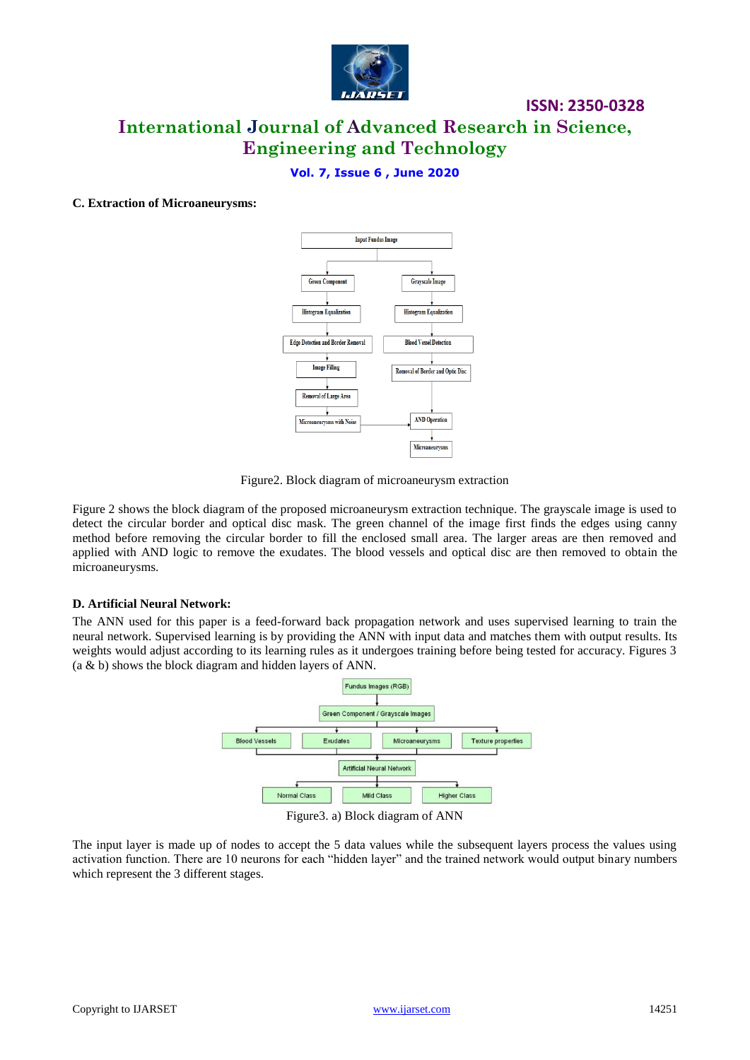**C. Extraction of Microaneurysms:**

Figure2. Block diagram of microaneurysm extraction

Figure 2 shows the block diagram of the proposed microaneurysm extraction technique. The grayscale image is used to detect the circular border and optical disc mask. The green channel of the image first finds the edges using canny method before removing the circular border to fill the enclosed small area. The larger areas are then removed and applied with AND logic to remove the exudates. The blood vessels and optical disc are then removed to obtain the microaneurysms.

**D. Artificial Neural Network:**

The ANN used for this paper is a feed-forward back propagation network and uses supervised learning to train the neural network. Supervised learning is by providing the ANN with input data and matches them with output results. Its weights would adjust according to its learning rules as it undergoes training before being tested for accuracy. Figures 3 (a & b) shows the block diagram and hidden layers of ANN.

Figure3. a) Block diagram of ANN

The input layer is made up of nodes to accept the 5 data values while the subsequent layers process the values using activation function. There are 10 neurons for each "hidden layer" and the trained network would output binary numbers which represent the 3 different stages.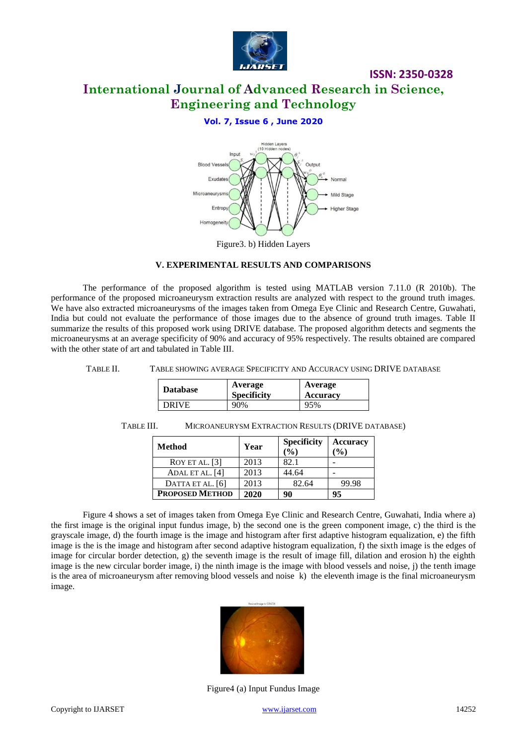Figure3. b) Hidden Layers

## V. EXPERIMENTAL RESULTS AND COMPARISONS

The performance of the proposed algorithm is tested using MATLAB version 7.11.0 (R 2010b). The performance of the proposed microaneurysm extraction results are analyzed with respect to the ground truth images. We have also extracted microaneurysms of the images taken from Omega Eye Clinic and Research Centre, Guwahati, India but could not evaluate the performance of those images due to the absence of ground truth images. Table II summarize the results of this proposed work using DRIVE database. The proposed algorithm detects and segments the microaneurysms at an average specificity of 90% and accuracy of 95% respectively. The results obtained are compared with the other state of art and tabulated in Table III.

TABLE II. TABLE SHOWING AVERAGE SPECIFICITY AND ACCURACY USING DRIVE DATABASE

| Database | Average Specificity | Average Accuracy |
|---|---|---|
| DRIVE | 90% | 95% |

TABLE III. MICROANEURYSM EXTRACTION RESULTS (DRIVE DATABASE)

| Method | Year | Specificity (%) | Accuracy (%) |
|---|---|---|---|
| ROY ET AL. [3] | 2013 | 82.1 | - |
| ADAL ET AL. [4] | 2013 | 44.64 | - |
| DATTA ET AL. [6] | 2013 | 82.64 | 99.98 |
| **PROPOSED METHOD** | **2020** | **90** | **95** |

Figure 4 shows a set of images taken from Omega Eye Clinic and Research Centre, Guwahati, India where a) the first image is the original input fundus image, b) the second one is the green component image, c) the third is the grayscale image, d) the fourth image is the image and histogram after first adaptive histogram equalization, e) the fifth image is the is the image and histogram after second adaptive histogram equalization, f) the sixth image is the edges of image for circular border detection, g) the seventh image is the result of image fill, dilation and erosion h) the eighth image is the new circular border image, i) the ninth image is the image with blood vessels and noise, j) the tenth image is the area of microaneurysm after removing blood vessels and noise k) the eleventh image is the final microaneurysm image.

Figure4 (a) Input Fundus Image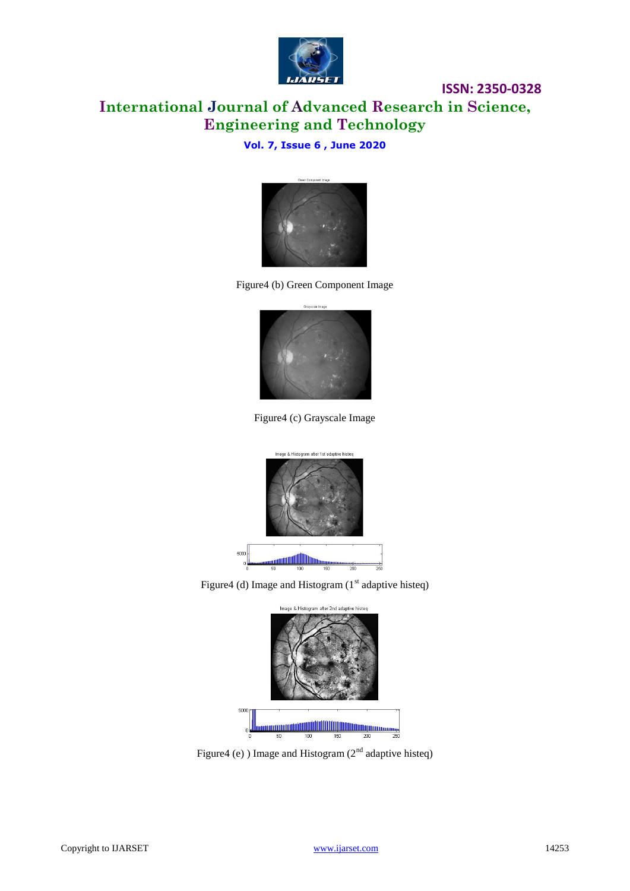Figure4 (b) Green Component Image

Figure4 (c) Grayscale Image

Figure4 (d) Image and Histogram (1st adaptive histeq)

Figure4 (e) ) Image and Histogram (2nd adaptive histeq)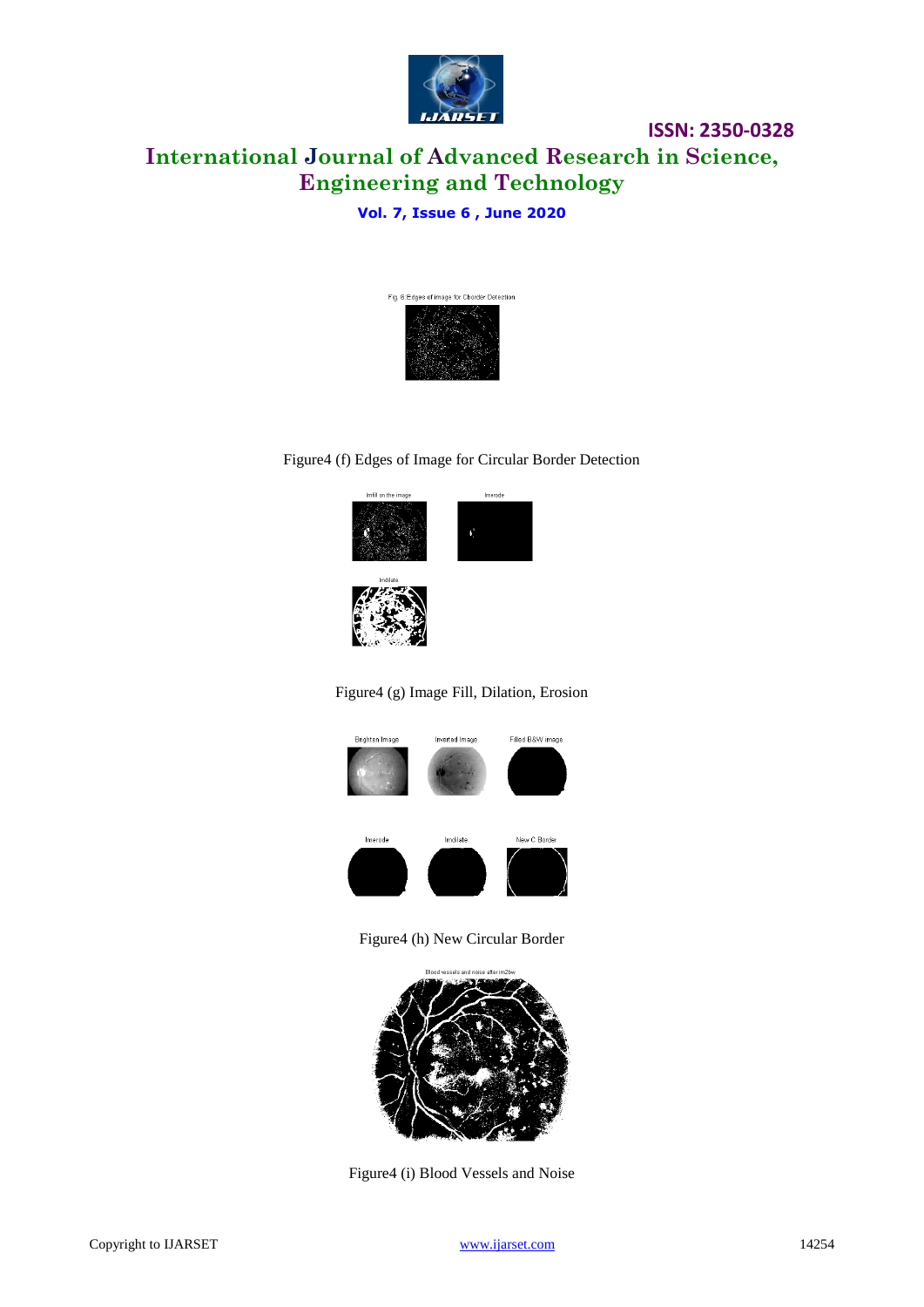Figure4 (f) Edges of Image for Circular Border Detection

Figure4 (g) Image Fill, Dilation, Erosion

Figure4 (h) New Circular Border

Figure4 (i) Blood Vessels and Noise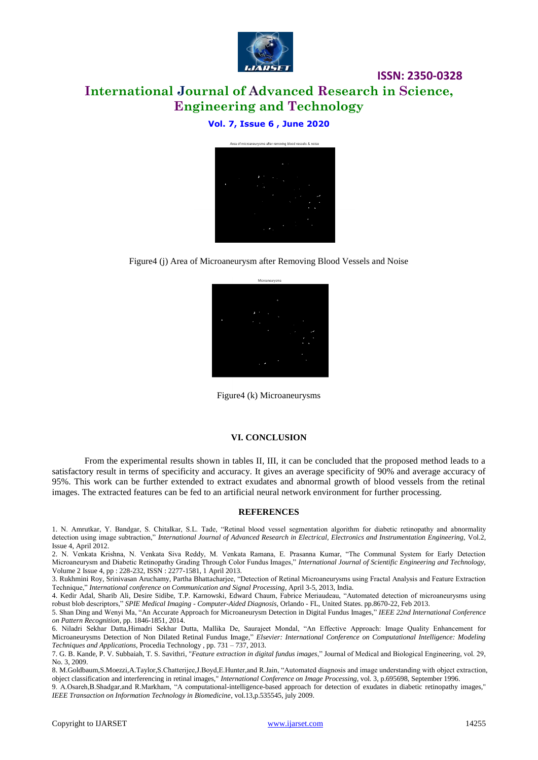Figure4 (j) Area of Microaneurysm after Removing Blood Vessels and Noise

Figure4 (k) Microaneurysms

## VI. CONCLUSION

From the experimental results shown in tables II, III, it can be concluded that the proposed method leads to a satisfactory result in terms of specificity and accuracy. It gives an average specificity of 90% and average accuracy of 95%. This work can be further extended to extract exudates and abnormal growth of blood vessels from the retinal images. The extracted features can be fed to an artificial neural network environment for further processing.

## REFERENCES

1. N. Amrutkar, Y. Bandgar, S. Chitalkar, S.L. Tade, "Retinal blood vessel segmentation algorithm for diabetic retinopathy and abnormality detection using image subtraction," *International Journal of Advanced Research in Electrical, Electronics and Instrumentation Engineering*, Vol.2, Issue 4, April 2012.
2. N. Venkata Krishna, N. Venkata Siva Reddy, M. Venkata Ramana, E. Prasanna Kumar, "The Communal System for Early Detection Microaneurysm and Diabetic Retinopathy Grading Through Color Fundus Images," *International Journal of Scientific Engineering and Technology*, Volume 2 Issue 4, pp : 228-232, ISSN : 2277-1581, 1 April 2013.
3. Rukhmini Roy, Srinivasan Aruchamy, Partha Bhattacharjee, "Detection of Retinal Microaneurysms using Fractal Analysis and Feature Extraction Technique," *International conference on Communication and Signal Processing*, April 3-5, 2013, India.
4. Kedir Adal, Sharib Ali, Desire Sidibe, T.P. Karnowski, Edward Chaum, Fabrice Meriaudeau, "Automated detection of microaneurysms using robust blob descriptors," *SPIE Medical Imaging - Computer-Aided Diagnosis*, Orlando - FL, United States. pp.8670-22, Feb 2013.
5. Shan Ding and Wenyi Ma, "An Accurate Approach for Microaneurysm Detection in Digital Fundus Images," *IEEE 22nd International Conference on Pattern Recognition*, pp. 1846-1851, 2014.
6. Niladri Sekhar Datta,Himadri Sekhar Dutta, Mallika De, Saurajeet Mondal, "An Effective Approach: Image Quality Enhancement for Microaneurysms Detection of Non Dilated Retinal Fundus Image," *Elsevier: International Conference on Computational Intelligence: Modeling Techniques and Applications*, Procedia Technology , pp. 731 – 737, 2013.
7. G. B. Kande, P. V. Subbaiah, T. S. Savithri, "*Feature extraction in digital fundus images*," Journal of Medical and Biological Engineering, vol. 29, No. 3, 2009.
8. M.Goldbaum,S.Moezzi,A.Taylor,S.Chatterijee,J.Boyd,E.Hunter,and R.Jain, "Automated diagnosis and image understanding with object extraction, object classification and interferencing in retinal images," *International Conference on Image Processing*, vol. 3, p.695698, September 1996.
9. A.Osareh,B.Shadgar,and R.Markham, "A computational-intelligence-based approach for detection of exudates in diabetic retinopathy images," *IEEE Transaction on Information Technology in Biomedicine*, vol.13,p.535545, july 2009.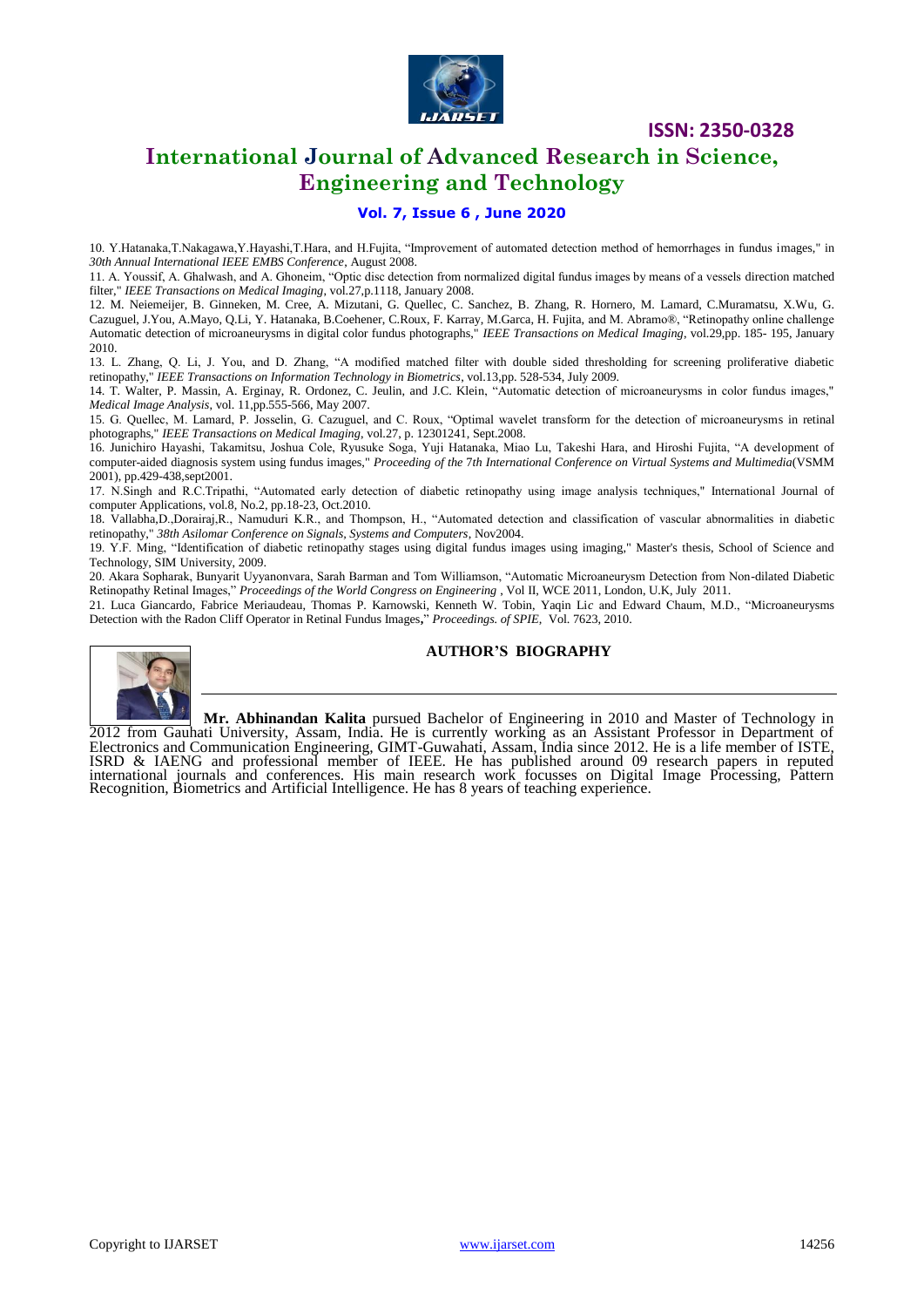10. Y.Hatanaka,T.Nakagawa,Y.Hayashi,T.Hara, and H.Fujita, "Improvement of automated detection method of hemorrhages in fundus images," in *30th Annual International IEEE EMBS Conference*, August 2008.

11. A. Youssif, A. Ghalwash, and A. Ghoneim, "Optic disc detection from normalized digital fundus images by means of a vessels direction matched filter," *IEEE Transactions on Medical Imaging*, vol.27,p.1118, January 2008.

12. M. Neiemeijer, B. Ginneken, M. Cree, A. Mizutani, G. Quellec, C. Sanchez, B. Zhang, R. Hornero, M. Lamard, C.Muramatsu, X.Wu, G. Cazuguel, J.You, A.Mayo, Q.Li, Y. Hatanaka, B.Coehener, C.Roux, F. Karray, M.Garca, H. Fujita, and M. Abramo®, "Retinopathy online challenge Automatic detection of microaneurysms in digital color fundus photographs," *IEEE Transactions on Medical Imaging*, vol.29,pp. 185- 195, January 2010.

13. L. Zhang, Q. Li, J. You, and D. Zhang, "A modified matched filter with double sided thresholding for screening proliferative diabetic retinopathy," *IEEE Transactions on Information Technology in Biometrics*, vol.13,pp. 528-534, July 2009.

14. T. Walter, P. Massin, A. Erginay, R. Ordonez, C. Jeulin, and J.C. Klein, "Automatic detection of microaneurysms in color fundus images," *Medical Image Analysis*, vol. 11,pp.555-566, May 2007.

15. G. Quellec, M. Lamard, P. Josselin, G. Cazuguel, and C. Roux, "Optimal wavelet transform for the detection of microaneurysms in retinal photographs," *IEEE Transactions on Medical Imaging*, vol.27, p. 12301241, Sept.2008.

16. Junichiro Hayashi, Takamitsu, Joshua Cole, Ryusuke Soga, Yuji Hatanaka, Miao Lu, Takeshi Hara, and Hiroshi Fujita, "A development of computer-aided diagnosis system using fundus images," *Proceeding of the 7th International Conference on Virtual Systems and Multimedia*(VSMM 2001), pp.429-438,sept2001.

17. N.Singh and R.C.Tripathi, "Automated early detection of diabetic retinopathy using image analysis techniques," International Journal of computer Applications, vol.8, No.2, pp.18-23, Oct.2010.

18. Vallabha,D.,Dorairaj,R., Namuduri K.R., and Thompson, H., "Automated detection and classification of vascular abnormalities in diabetic retinopathy," *38th Asilomar Conference on Signals, Systems and Computers*, Nov2004.

19. Y.F. Ming, "Identification of diabetic retinopathy stages using digital fundus images using imaging," Master's thesis, School of Science and Technology, SIM University, 2009.

20. Akara Sopharak, Bunyarit Uyyanonvara, Sarah Barman and Tom Williamson, "Automatic Microaneurysm Detection from Non-dilated Diabetic Retinopathy Retinal Images," *Proceedings of the World Congress on Engineering* , Vol II, WCE 2011, London, U.K, July 2011.

21. Luca Giancardo, Fabrice Meriaudeau, Thomas P. Karnowski, Kenneth W. Tobin, Yaqin Lic and Edward Chaum, M.D., "Microaneurysms Detection with the Radon Cliff Operator in Retinal Fundus Images," *Proceedings. of SPIE*, Vol. 7623, 2010.

## AUTHOR'S BIOGRAPHY

**Mr. Abhinandan Kalita** pursued Bachelor of Engineering in 2010 and Master of Technology in 2012 from Gauhati University, Assam, India. He is currently working as an Assistant Professor in Department of Electronics and Communication Engineering, GIMT-Guwahati, Assam, India since 2012. He is a life member of ISTE, ISRD & IAENG and professional member of IEEE. He has published around 09 research papers in reputed international journals and conferences. His main research work focusses on Digital Image Processing, Pattern Recognition, Biometrics and Artificial Intelligence. He has 8 years of teaching experience.